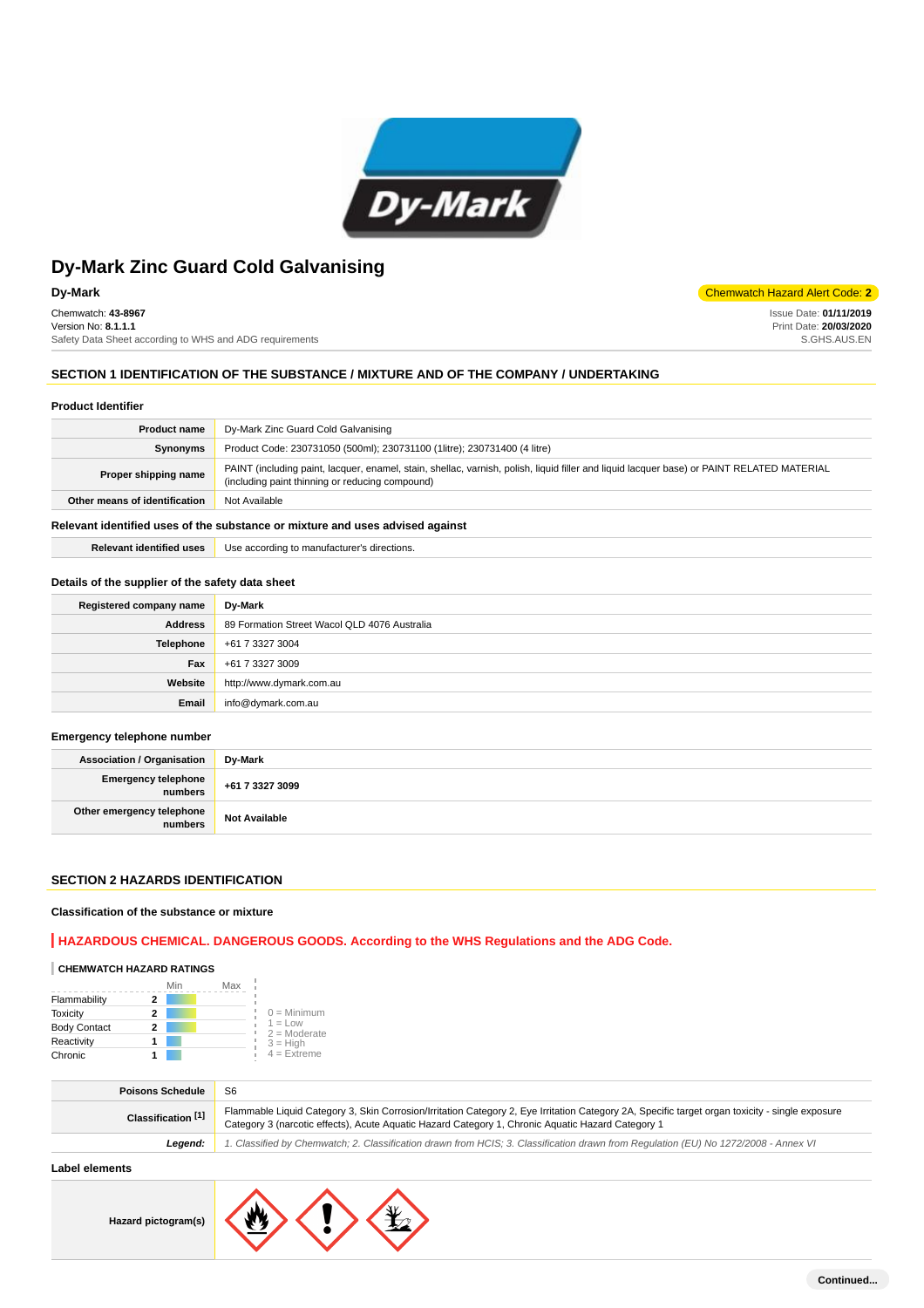# Dy-Mark Zinc Guard Cold Galvanising

**Dy-Mark**

Chemwatch Hazard Alert Code: **2**

Chemwatch: **43-8967**
Version No: **8.1.1.1**
Safety Data Sheet according to WHS and ADG requirements

Issue Date: **01/11/2019**
Print Date: **20/03/2020**
S.GHS.AUS.EN

## SECTION 1 IDENTIFICATION OF THE SUBSTANCE / MIXTURE AND OF THE COMPANY / UNDERTAKING

### Product Identifier

| | |
|---|---|
| **Product name** | Dy-Mark Zinc Guard Cold Galvanising |
| **Synonyms** | Product Code: 230731050 (500ml); 230731100 (1litre); 230731400 (4 litre) |
| **Proper shipping name** | PAINT (including paint, lacquer, enamel, stain, shellac, varnish, polish, liquid filler and liquid lacquer base) or PAINT RELATED MATERIAL (including paint thinning or reducing compound) |
| **Other means of identification** | Not Available |

### Relevant identified uses of the substance or mixture and uses advised against

| | |
|---|---|
| **Relevant identified uses** | Use according to manufacturer's directions. |

### Details of the supplier of the safety data sheet

| | |
|---|---|
| **Registered company name** | Dy-Mark |
| **Address** | 89 Formation Street Wacol QLD 4076 Australia |
| **Telephone** | +61 7 3327 3004 |
| **Fax** | +61 7 3327 3009 |
| **Website** | http://www.dymark.com.au |
| **Email** | info@dymark.com.au |

### Emergency telephone number

| | |
|---|---|
| **Association / Organisation** | **Dy-Mark** |
| **Emergency telephone numbers** | **+61 7 3327 3099** |
| **Other emergency telephone numbers** | **Not Available** |

## SECTION 2 HAZARDS IDENTIFICATION

### Classification of the substance or mixture

**HAZARDOUS CHEMICAL. DANGEROUS GOODS. According to the WHS Regulations and the ADG Code.**

**CHEMWATCH HAZARD RATINGS**

| | Rating |
|---|---|
| Flammability | 2 |
| Toxicity | 2 |
| Body Contact | 2 |
| Reactivity | 1 |
| Chronic | 1 |

0 = Minimum
1 = Low
2 = Moderate
3 = High
4 = Extreme

| | |
|---|---|
| **Poisons Schedule** | S6 |
| **Classification [1]** | Flammable Liquid Category 3, Skin Corrosion/Irritation Category 2, Eye Irritation Category 2A, Specific target organ toxicity - single exposure Category 3 (narcotic effects), Acute Aquatic Hazard Category 1, Chronic Aquatic Hazard Category 1 |
| ***Legend:*** | *1. Classified by Chemwatch; 2. Classification drawn from HCIS; 3. Classification drawn from Regulation (EU) No 1272/2008 - Annex VI* |

### Label elements

| | |
|---|---|
| **Hazard pictogram(s)** | |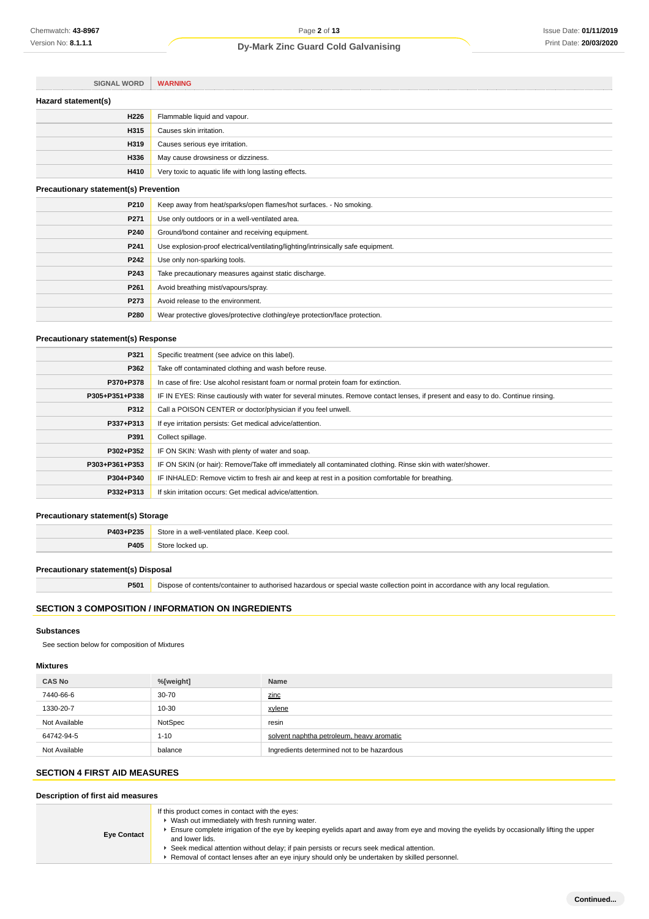| SIGNAL WORD | WARNING |
|---|---|

### Hazard statement(s)

| | |
|---|---|
| H226 | Flammable liquid and vapour. |
| H315 | Causes skin irritation. |
| H319 | Causes serious eye irritation. |
| H336 | May cause drowsiness or dizziness. |
| H410 | Very toxic to aquatic life with long lasting effects. |

### Precautionary statement(s) Prevention

| | |
|---|---|
| P210 | Keep away from heat/sparks/open flames/hot surfaces. - No smoking. |
| P271 | Use only outdoors or in a well-ventilated area. |
| P240 | Ground/bond container and receiving equipment. |
| P241 | Use explosion-proof electrical/ventilating/lighting/intrinsically safe equipment. |
| P242 | Use only non-sparking tools. |
| P243 | Take precautionary measures against static discharge. |
| P261 | Avoid breathing mist/vapours/spray. |
| P273 | Avoid release to the environment. |
| P280 | Wear protective gloves/protective clothing/eye protection/face protection. |

### Precautionary statement(s) Response

| | |
|---|---|
| P321 | Specific treatment (see advice on this label). |
| P362 | Take off contaminated clothing and wash before reuse. |
| P370+P378 | In case of fire: Use alcohol resistant foam or normal protein foam for extinction. |
| P305+P351+P338 | IF IN EYES: Rinse cautiously with water for several minutes. Remove contact lenses, if present and easy to do. Continue rinsing. |
| P312 | Call a POISON CENTER or doctor/physician if you feel unwell. |
| P337+P313 | If eye irritation persists: Get medical advice/attention. |
| P391 | Collect spillage. |
| P302+P352 | IF ON SKIN: Wash with plenty of water and soap. |
| P303+P361+P353 | IF ON SKIN (or hair): Remove/Take off immediately all contaminated clothing. Rinse skin with water/shower. |
| P304+P340 | IF INHALED: Remove victim to fresh air and keep at rest in a position comfortable for breathing. |
| P332+P313 | If skin irritation occurs: Get medical advice/attention. |

### Precautionary statement(s) Storage

| | |
|---|---|
| P403+P235 | Store in a well-ventilated place. Keep cool. |
| P405 | Store locked up. |

### Precautionary statement(s) Disposal

| | |
|---|---|
| P501 | Dispose of contents/container to authorised hazardous or special waste collection point in accordance with any local regulation. |

## SECTION 3 COMPOSITION / INFORMATION ON INGREDIENTS

### Substances

See section below for composition of Mixtures

### Mixtures

| CAS No | %[weight] | Name |
|---|---|---|
| 7440-66-6 | 30-70 | zinc |
| 1330-20-7 | 10-30 | xylene |
| Not Available | NotSpec | resin |
| 64742-94-5 | 1-10 | solvent naphtha petroleum, heavy aromatic |
| Not Available | balance | Ingredients determined not to be hazardous |

## SECTION 4 FIRST AID MEASURES

### Description of first aid measures

| | |
|---|---|
| Eye Contact | If this product comes in contact with the eyes:<br>▸ Wash out immediately with fresh running water.<br>▸ Ensure complete irrigation of the eye by keeping eyelids apart and away from eye and moving the eyelids by occasionally lifting the upper and lower lids.<br>▸ Seek medical attention without delay; if pain persists or recurs seek medical attention.<br>▸ Removal of contact lenses after an eye injury should only be undertaken by skilled personnel. |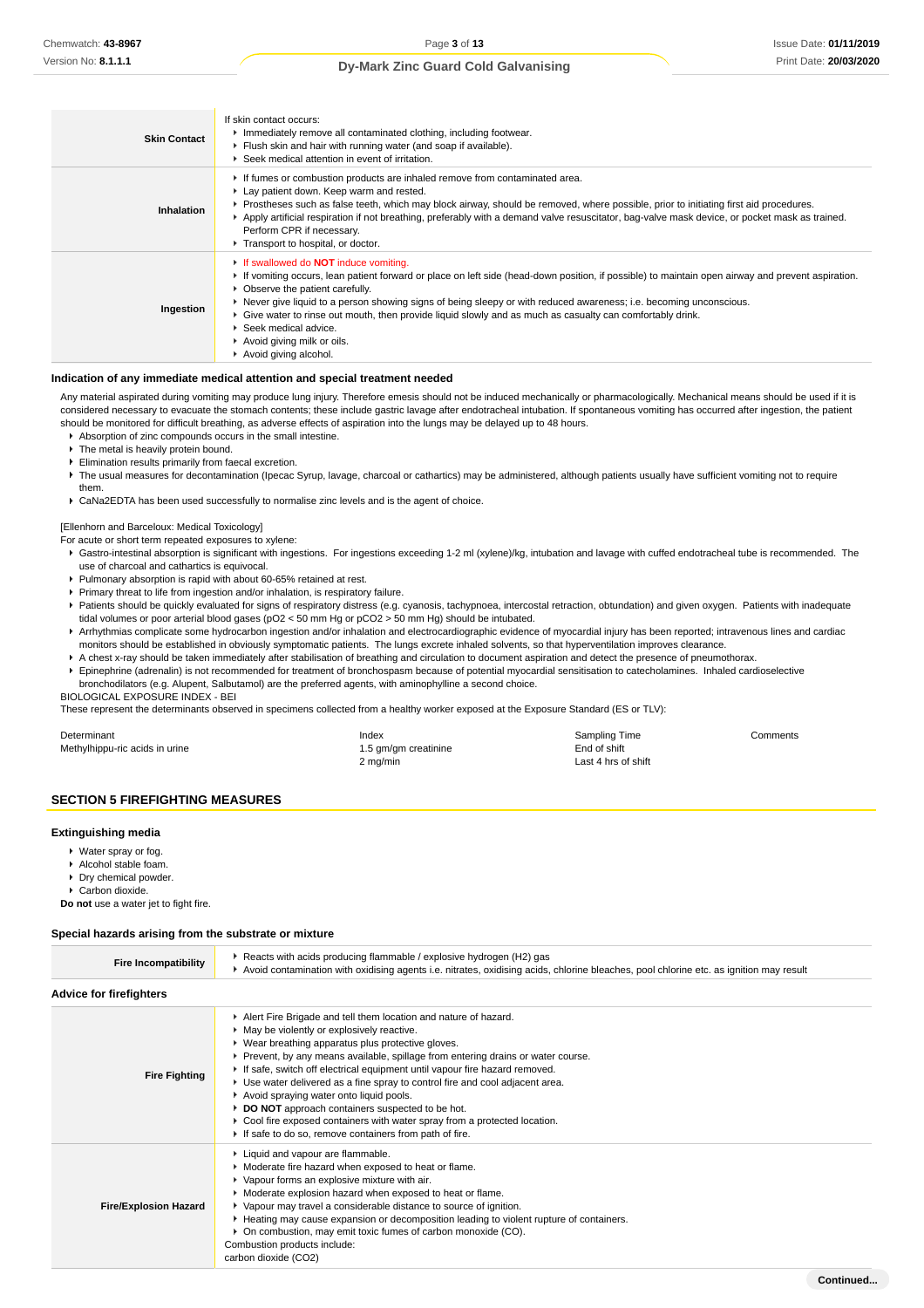| | |
|---|---|
| **Skin Contact** | If skin contact occurs:<br>▸ Immediately remove all contaminated clothing, including footwear.<br>▸ Flush skin and hair with running water (and soap if available).<br>▸ Seek medical attention in event of irritation. |
| **Inhalation** | ▸ If fumes or combustion products are inhaled remove from contaminated area.<br>▸ Lay patient down. Keep warm and rested.<br>▸ Prostheses such as false teeth, which may block airway, should be removed, where possible, prior to initiating first aid procedures.<br>▸ Apply artificial respiration if not breathing, preferably with a demand valve resuscitator, bag-valve mask device, or pocket mask as trained. Perform CPR if necessary.<br>▸ Transport to hospital, or doctor. |
| **Ingestion** | ▸ If swallowed do **NOT** induce vomiting.<br>▸ If vomiting occurs, lean patient forward or place on left side (head-down position, if possible) to maintain open airway and prevent aspiration.<br>▸ Observe the patient carefully.<br>▸ Never give liquid to a person showing signs of being sleepy or with reduced awareness; i.e. becoming unconscious.<br>▸ Give water to rinse out mouth, then provide liquid slowly and as much as casualty can comfortably drink.<br>▸ Seek medical advice.<br>▸ Avoid giving milk or oils.<br>▸ Avoid giving alcohol. |

### Indication of any immediate medical attention and special treatment needed

Any material aspirated during vomiting may produce lung injury. Therefore emesis should not be induced mechanically or pharmacologically. Mechanical means should be used if it is considered necessary to evacuate the stomach contents; these include gastric lavage after endotracheal intubation. If spontaneous vomiting has occurred after ingestion, the patient should be monitored for difficult breathing, as adverse effects of aspiration into the lungs may be delayed up to 48 hours.

- Absorption of zinc compounds occurs in the small intestine.
- The metal is heavily protein bound.
- Elimination results primarily from faecal excretion.
- The usual measures for decontamination (Ipecac Syrup, lavage, charcoal or cathartics) may be administered, although patients usually have sufficient vomiting not to require them.
- CaNa2EDTA has been used successfully to normalise zinc levels and is the agent of choice.

[Ellenhorn and Barceloux: Medical Toxicology]

For acute or short term repeated exposures to xylene:

- Gastro-intestinal absorption is significant with ingestions. For ingestions exceeding 1-2 ml (xylene)/kg, intubation and lavage with cuffed endotracheal tube is recommended. The use of charcoal and cathartics is equivocal.
- Pulmonary absorption is rapid with about 60-65% retained at rest.
- Primary threat to life from ingestion and/or inhalation, is respiratory failure.
- Patients should be quickly evaluated for signs of respiratory distress (e.g. cyanosis, tachypnoea, intercostal retraction, obtundation) and given oxygen. Patients with inadequate tidal volumes or poor arterial blood gases ($pO_2$ < 50 mm Hg or $pCO_2$ > 50 mm Hg) should be intubated.
- Arrhythmias complicate some hydrocarbon ingestion and/or inhalation and electrocardiographic evidence of myocardial injury has been reported; intravenous lines and cardiac monitors should be established in obviously symptomatic patients. The lungs excrete inhaled solvents, so that hyperventilation improves clearance.
- A chest x-ray should be taken immediately after stabilisation of breathing and circulation to document aspiration and detect the presence of pneumothorax.
- Epinephrine (adrenalin) is not recommended for treatment of bronchospasm because of potential myocardial sensitisation to catecholamines. Inhaled cardioselective bronchodilators (e.g. Alupent, Salbutamol) are the preferred agents, with aminophylline a second choice.

BIOLOGICAL EXPOSURE INDEX - BEI

These represent the determinants observed in specimens collected from a healthy worker exposed at the Exposure Standard (ES or TLV):

| Determinant | Index | Sampling Time | Comments |
|---|---|---|---|
| Methylhippu-ric acids in urine | 1.5 gm/gm creatinine | End of shift | |
| | 2 mg/min | Last 4 hrs of shift | |

## SECTION 5 FIREFIGHTING MEASURES

### Extinguishing media

- Water spray or fog.
- Alcohol stable foam.
- Dry chemical powder.
- Carbon dioxide.

**Do not** use a water jet to fight fire.

### Special hazards arising from the substrate or mixture

| | |
|---|---|
| **Fire Incompatibility** | ▸ Reacts with acids producing flammable / explosive hydrogen ($H_2$) gas<br>▸ Avoid contamination with oxidising agents i.e. nitrates, oxidising acids, chlorine bleaches, pool chlorine etc. as ignition may result |

### Advice for firefighters

| | |
|---|---|
| **Fire Fighting** | ▸ Alert Fire Brigade and tell them location and nature of hazard.<br>▸ May be violently or explosively reactive.<br>▸ Wear breathing apparatus plus protective gloves.<br>▸ Prevent, by any means available, spillage from entering drains or water course.<br>▸ If safe, switch off electrical equipment until vapour fire hazard removed.<br>▸ Use water delivered as a fine spray to control fire and cool adjacent area.<br>▸ Avoid spraying water onto liquid pools.<br>▸ **DO NOT** approach containers suspected to be hot.<br>▸ Cool fire exposed containers with water spray from a protected location.<br>▸ If safe to do so, remove containers from path of fire. |
| **Fire/Explosion Hazard** | ▸ Liquid and vapour are flammable.<br>▸ Moderate fire hazard when exposed to heat or flame.<br>▸ Vapour forms an explosive mixture with air.<br>▸ Moderate explosion hazard when exposed to heat or flame.<br>▸ Vapour may travel a considerable distance to source of ignition.<br>▸ Heating may cause expansion or decomposition leading to violent rupture of containers.<br>▸ On combustion, may emit toxic fumes of carbon monoxide (CO).<br>Combustion products include:<br>carbon dioxide ($CO_2$) |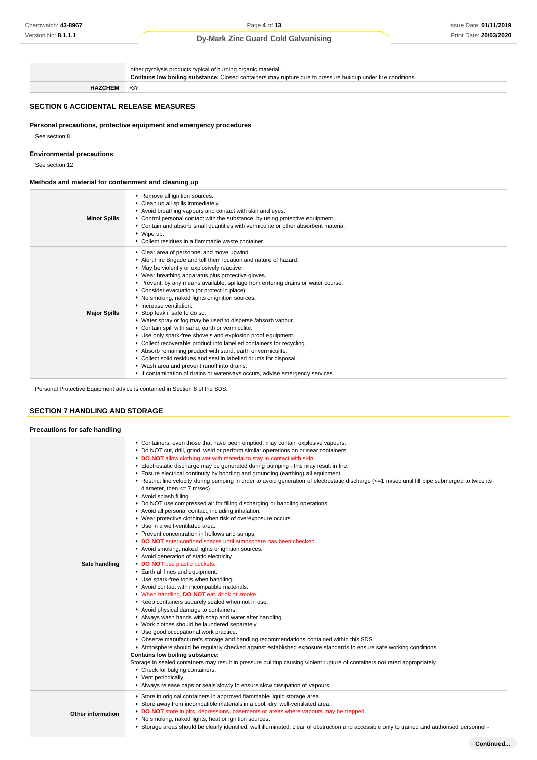| | |
|---|---|
| | other pyrolysis products typical of burning organic material.<br>**Contains low boiling substance:** Closed containers may rupture due to pressure buildup under fire conditions. |
| **HAZCHEM** | •3Y |

## SECTION 6 ACCIDENTAL RELEASE MEASURES

### Personal precautions, protective equipment and emergency procedures

See section 8

### Environmental precautions

See section 12

### Methods and material for containment and cleaning up

| | |
|---|---|
| **Minor Spills** | ▸ Remove all ignition sources.<br>▸ Clean up all spills immediately.<br>▸ Avoid breathing vapours and contact with skin and eyes.<br>▸ Control personal contact with the substance, by using protective equipment.<br>▸ Contain and absorb small quantities with vermiculite or other absorbent material.<br>▸ Wipe up.<br>▸ Collect residues in a flammable waste container. |
| **Major Spills** | ▸ Clear area of personnel and move upwind.<br>▸ Alert Fire Brigade and tell them location and nature of hazard.<br>▸ May be violently or explosively reactive.<br>▸ Wear breathing apparatus plus protective gloves.<br>▸ Prevent, by any means available, spillage from entering drains or water course.<br>▸ Consider evacuation (or protect in place).<br>▸ No smoking, naked lights or ignition sources.<br>▸ Increase ventilation.<br>▸ Stop leak if safe to do so.<br>▸ Water spray or fog may be used to disperse /absorb vapour.<br>▸ Contain spill with sand, earth or vermiculite.<br>▸ Use only spark-free shovels and explosion proof equipment.<br>▸ Collect recoverable product into labelled containers for recycling.<br>▸ Absorb remaining product with sand, earth or vermiculite.<br>▸ Collect solid residues and seal in labelled drums for disposal.<br>▸ Wash area and prevent runoff into drains.<br>▸ If contamination of drains or waterways occurs, advise emergency services. |

Personal Protective Equipment advice is contained in Section 8 of the SDS.

## SECTION 7 HANDLING AND STORAGE

### Precautions for safe handling

| | |
|---|---|
| **Safe handling** | ▸ Containers, even those that have been emptied, may contain explosive vapours.<br>▸ Do NOT cut, drill, grind, weld or perform similar operations on or near containers.<br>▸ **DO NOT** allow clothing wet with material to stay in contact with skin<br>▸ Electrostatic discharge may be generated during pumping - this may result in fire.<br>▸ Ensure electrical continuity by bonding and grounding (earthing) all equipment.<br>▸ Restrict line velocity during pumping in order to avoid generation of electrostatic discharge (<=1 m/sec until fill pipe submerged to twice its diameter, then <= 7 m/sec).<br>▸ Avoid splash filling.<br>▸ Do NOT use compressed air for filling discharging or handling operations.<br>▸ Avoid all personal contact, including inhalation.<br>▸ Wear protective clothing when risk of overexposure occurs.<br>▸ Use in a well-ventilated area.<br>▸ Prevent concentration in hollows and sumps.<br>▸ **DO NOT** enter confined spaces until atmosphere has been checked.<br>▸ Avoid smoking, naked lights or ignition sources.<br>▸ Avoid generation of static electricity.<br>▸ **DO NOT** use plastic buckets.<br>▸ Earth all lines and equipment.<br>▸ Use spark-free tools when handling.<br>▸ Avoid contact with incompatible materials.<br>▸ When handling, **DO NOT** eat, drink or smoke.<br>▸ Keep containers securely sealed when not in use.<br>▸ Avoid physical damage to containers.<br>▸ Always wash hands with soap and water after handling.<br>▸ Work clothes should be laundered separately.<br>▸ Use good occupational work practice.<br>▸ Observe manufacturer's storage and handling recommendations contained within this SDS.<br>▸ Atmosphere should be regularly checked against established exposure standards to ensure safe working conditions.<br>**Contains low boiling substance:**<br>Storage in sealed containers may result in pressure buildup causing violent rupture of containers not rated appropriately.<br>▸ Check for bulging containers.<br>▸ Vent periodically<br>▸ Always release caps or seals slowly to ensure slow dissipation of vapours |
| **Other information** | ▸ Store in original containers in approved flammable liquid storage area.<br>▸ Store away from incompatible materials in a cool, dry, well-ventilated area.<br>▸ **DO NOT** store in pits, depressions, basements or areas where vapours may be trapped.<br>▸ No smoking, naked lights, heat or ignition sources.<br>▸ Storage areas should be clearly identified, well illuminated, clear of obstruction and accessible only to trained and authorised personnel - |

**Continued...**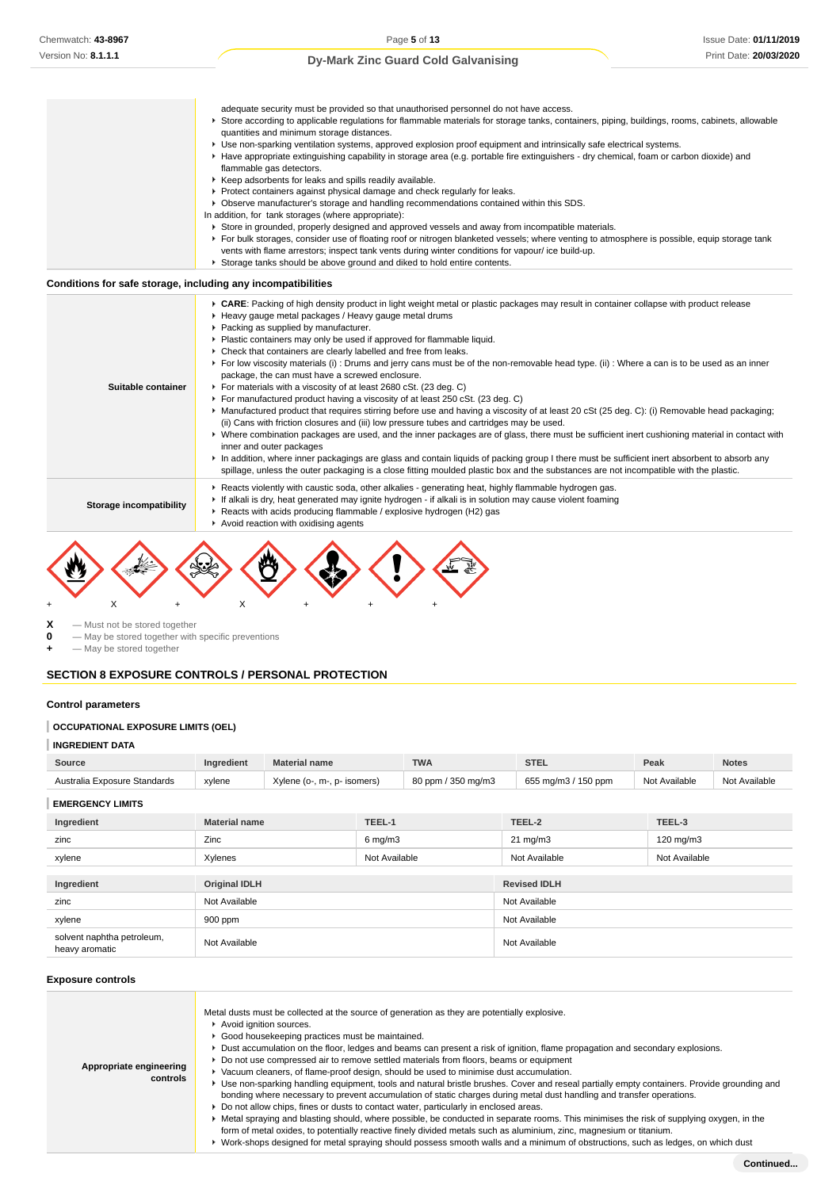| | |
|---|---|
| | adequate security must be provided so that unauthorised personnel do not have access.<br>▸ Store according to applicable regulations for flammable materials for storage tanks, containers, piping, buildings, rooms, cabinets, allowable quantities and minimum storage distances.<br>▸ Use non-sparking ventilation systems, approved explosion proof equipment and intrinsically safe electrical systems.<br>▸ Have appropriate extinguishing capability in storage area (e.g. portable fire extinguishers - dry chemical, foam or carbon dioxide) and flammable gas detectors.<br>▸ Keep adsorbents for leaks and spills readily available.<br>▸ Protect containers against physical damage and check regularly for leaks.<br>▸ Observe manufacturer's storage and handling recommendations contained within this SDS.<br>In addition, for tank storages (where appropriate):<br>▸ Store in grounded, properly designed and approved vessels and away from incompatible materials.<br>▸ For bulk storages, consider use of floating roof or nitrogen blanketed vessels; where venting to atmosphere is possible, equip storage tank vents with flame arrestors; inspect tank vents during winter conditions for vapour/ ice build-up.<br>▸ Storage tanks should be above ground and diked to hold entire contents. |

### Conditions for safe storage, including any incompatibilities

| | |
|---|---|
| **Suitable container** | ▸ **CARE**: Packing of high density product in light weight metal or plastic packages may result in container collapse with product release<br>▸ Heavy gauge metal packages / Heavy gauge metal drums<br>▸ Packing as supplied by manufacturer.<br>▸ Plastic containers may only be used if approved for flammable liquid.<br>▸ Check that containers are clearly labelled and free from leaks.<br>▸ For low viscosity materials (i) : Drums and jerry cans must be of the non-removable head type. (ii) : Where a can is to be used as an inner package, the can must have a screwed enclosure.<br>▸ For materials with a viscosity of at least 2680 cSt. (23 deg. C)<br>▸ For manufactured product having a viscosity of at least 250 cSt. (23 deg. C)<br>▸ Manufactured product that requires stirring before use and having a viscosity of at least 20 cSt (25 deg. C): (i) Removable head packaging; (ii) Cans with friction closures and (iii) low pressure tubes and cartridges may be used.<br>▸ Where combination packages are used, and the inner packages are of glass, there must be sufficient inert cushioning material in contact with inner and outer packages<br>▸ In addition, where inner packagings are glass and contain liquids of packing group I there must be sufficient inert absorbent to absorb any spillage, unless the outer packaging is a close fitting moulded plastic box and the substances are not incompatible with the plastic. |
| **Storage incompatibility** | ▸ Reacts violently with caustic soda, other alkalies - generating heat, highly flammable hydrogen gas.<br>▸ If alkali is dry, heat generated may ignite hydrogen - if alkali is in solution may cause violent foaming<br>▸ Reacts with acids producing flammable / explosive hydrogen (H2) gas<br>▸ Avoid reaction with oxidising agents |

| | | | | | | |
|---|---|---|---|---|---|---|
| + | X | + | X | + | + | + |

**X** — Must not be stored together
**0** — May be stored together with specific preventions
**+** — May be stored together

## SECTION 8 EXPOSURE CONTROLS / PERSONAL PROTECTION

### Control parameters

**OCCUPATIONAL EXPOSURE LIMITS (OEL)**

**INGREDIENT DATA**

| Source | Ingredient | Material name | TWA | STEL | Peak | Notes |
|---|---|---|---|---|---|---|
| Australia Exposure Standards | xylene | Xylene (o-, m-, p- isomers) | 80 ppm / 350 mg/m3 | 655 mg/m3 / 150 ppm | Not Available | Not Available |

**EMERGENCY LIMITS**

| Ingredient | Material name | TEEL-1 | TEEL-2 | TEEL-3 |
|---|---|---|---|---|
| zinc | Zinc | 6 mg/m3 | 21 mg/m3 | 120 mg/m3 |
| xylene | Xylenes | Not Available | Not Available | Not Available |

| Ingredient | Original IDLH | Revised IDLH |
|---|---|---|
| zinc | Not Available | Not Available |
| xylene | 900 ppm | Not Available |
| solvent naphtha petroleum, heavy aromatic | Not Available | Not Available |

### Exposure controls

| | |
|---|---|
| **Appropriate engineering controls** | Metal dusts must be collected at the source of generation as they are potentially explosive.<br>▸ Avoid ignition sources.<br>▸ Good housekeeping practices must be maintained.<br>▸ Dust accumulation on the floor, ledges and beams can present a risk of ignition, flame propagation and secondary explosions.<br>▸ Do not use compressed air to remove settled materials from floors, beams or equipment<br>▸ Vacuum cleaners, of flame-proof design, should be used to minimise dust accumulation.<br>▸ Use non-sparking handling equipment, tools and natural bristle brushes. Cover and reseal partially empty containers. Provide grounding and bonding where necessary to prevent accumulation of static charges during metal dust handling and transfer operations.<br>▸ Do not allow chips, fines or dusts to contact water, particularly in enclosed areas.<br>▸ Metal spraying and blasting should, where possible, be conducted in separate rooms. This minimises the risk of supplying oxygen, in the form of metal oxides, to potentially reactive finely divided metals such as aluminium, zinc, magnesium or titanium.<br>▸ Work-shops designed for metal spraying should possess smooth walls and a minimum of obstructions, such as ledges, on which dust |

Continued...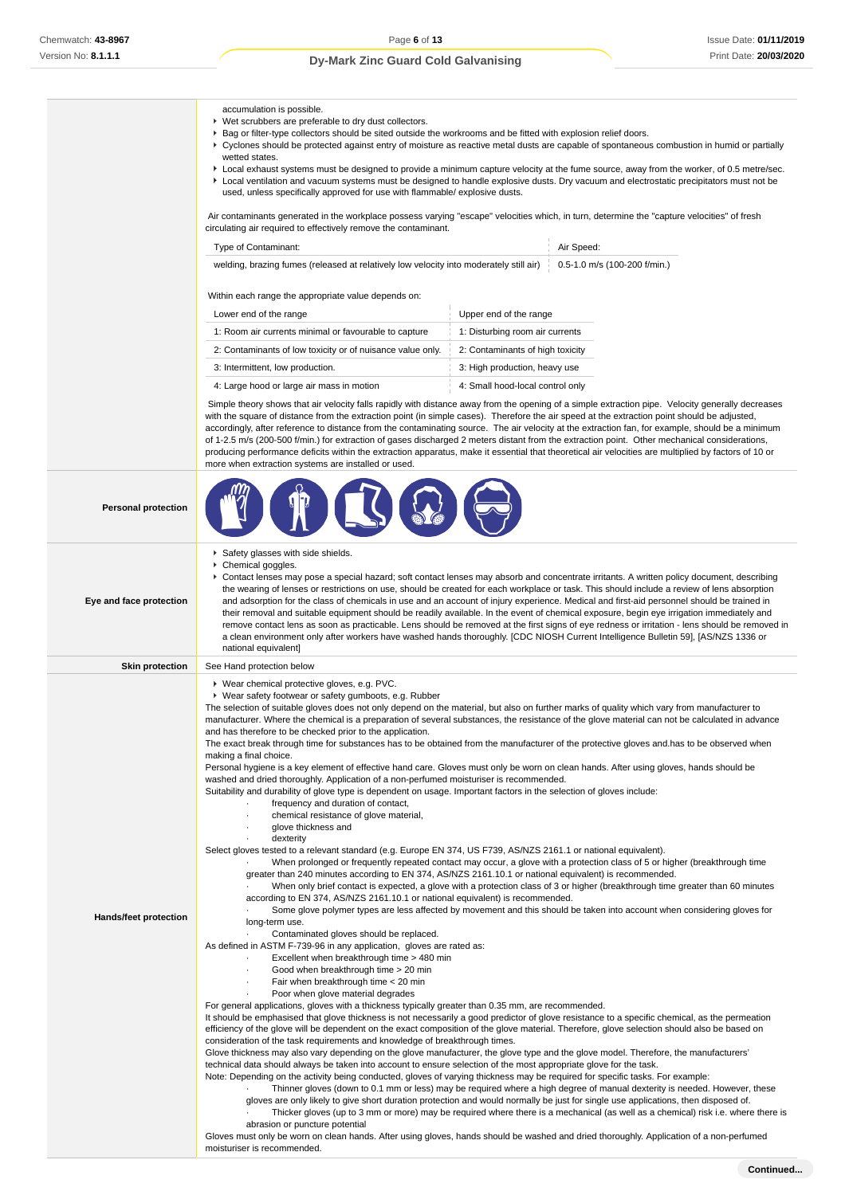accumulation is possible.

- Wet scrubbers are preferable to dry dust collectors.
- Bag or filter-type collectors should be sited outside the workrooms and be fitted with explosion relief doors.
- Cyclones should be protected against entry of moisture as reactive metal dusts are capable of spontaneous combustion in humid or partially wetted states.
- Local exhaust systems must be designed to provide a minimum capture velocity at the fume source, away from the worker, of 0.5 metre/sec.
- Local ventilation and vacuum systems must be designed to handle explosive dusts. Dry vacuum and electrostatic precipitators must not be used, unless specifically approved for use with flammable/ explosive dusts.

Air contaminants generated in the workplace possess varying "escape" velocities which, in turn, determine the "capture velocities" of fresh circulating air required to effectively remove the contaminant.

| Type of Contaminant: | Air Speed: |
|---|---|
| welding, brazing fumes (released at relatively low velocity into moderately still air) | 0.5-1.0 m/s (100-200 f/min.) |

Within each range the appropriate value depends on:

| Lower end of the range | Upper end of the range |
|---|---|
| 1: Room air currents minimal or favourable to capture | 1: Disturbing room air currents |
| 2: Contaminants of low toxicity or of nuisance value only. | 2: Contaminants of high toxicity |
| 3: Intermittent, low production. | 3: High production, heavy use |
| 4: Large hood or large air mass in motion | 4: Small hood-local control only |

Simple theory shows that air velocity falls rapidly with distance away from the opening of a simple extraction pipe. Velocity generally decreases with the square of distance from the extraction point (in simple cases). Therefore the air speed at the extraction point should be adjusted, accordingly, after reference to distance from the contaminating source. The air velocity at the extraction fan, for example, should be a minimum of 1-2.5 m/s (200-500 f/min.) for extraction of gases discharged 2 meters distant from the extraction point. Other mechanical considerations, producing performance deficits within the extraction apparatus, make it essential that theoretical air velocities are multiplied by factors of 10 or more when extraction systems are installed or used.

**Personal protection**

**Eye and face protection**

- Safety glasses with side shields.
- Chemical goggles.
- Contact lenses may pose a special hazard; soft contact lenses may absorb and concentrate irritants. A written policy document, describing the wearing of lenses or restrictions on use, should be created for each workplace or task. This should include a review of lens absorption and adsorption for the class of chemicals in use and an account of injury experience. Medical and first-aid personnel should be trained in their removal and suitable equipment should be readily available. In the event of chemical exposure, begin eye irrigation immediately and remove contact lens as soon as practicable. Lens should be removed at the first signs of eye redness or irritation - lens should be removed in a clean environment only after workers have washed hands thoroughly. [CDC NIOSH Current Intelligence Bulletin 59], [AS/NZS 1336 or national equivalent]

**Skin protection**

See Hand protection below

**Hands/feet protection**

- Wear chemical protective gloves, e.g. PVC.
- Wear safety footwear or safety gumboots, e.g. Rubber

The selection of suitable gloves does not only depend on the material, but also on further marks of quality which vary from manufacturer to manufacturer. Where the chemical is a preparation of several substances, the resistance of the glove material can not be calculated in advance and has therefore to be checked prior to the application.

The exact break through time for substances has to be obtained from the manufacturer of the protective gloves and.has to be observed when making a final choice.

Personal hygiene is a key element of effective hand care. Gloves must only be worn on clean hands. After using gloves, hands should be washed and dried thoroughly. Application of a non-perfumed moisturiser is recommended.

Suitability and durability of glove type is dependent on usage. Important factors in the selection of gloves include:

- frequency and duration of contact,
- chemical resistance of glove material,
- glove thickness and
- dexterity

Select gloves tested to a relevant standard (e.g. Europe EN 374, US F739, AS/NZS 2161.1 or national equivalent).

- When prolonged or frequently repeated contact may occur, a glove with a protection class of 5 or higher (breakthrough time greater than 240 minutes according to EN 374, AS/NZS 2161.10.1 or national equivalent) is recommended.
- When only brief contact is expected, a glove with a protection class of 3 or higher (breakthrough time greater than 60 minutes according to EN 374, AS/NZS 2161.10.1 or national equivalent) is recommended.
- Some glove polymer types are less affected by movement and this should be taken into account when considering gloves for long-term use.
- Contaminated gloves should be replaced.

As defined in ASTM F-739-96 in any application, gloves are rated as:

- Excellent when breakthrough time > 480 min
- Good when breakthrough time > 20 min
- Fair when breakthrough time < 20 min
- Poor when glove material degrades

For general applications, gloves with a thickness typically greater than 0.35 mm, are recommended.

It should be emphasised that glove thickness is not necessarily a good predictor of glove resistance to a specific chemical, as the permeation efficiency of the glove will be dependent on the exact composition of the glove material. Therefore, glove selection should also be based on consideration of the task requirements and knowledge of breakthrough times.

Glove thickness may also vary depending on the glove manufacturer, the glove type and the glove model. Therefore, the manufacturers' technical data should always be taken into account to ensure selection of the most appropriate glove for the task.

Note: Depending on the activity being conducted, gloves of varying thickness may be required for specific tasks. For example:

- Thinner gloves (down to 0.1 mm or less) may be required where a high degree of manual dexterity is needed. However, these gloves are only likely to give short duration protection and would normally be just for single use applications, then disposed of.
- Thicker gloves (up to 3 mm or more) may be required where there is a mechanical (as well as a chemical) risk i.e. where there is abrasion or puncture potential

Gloves must only be worn on clean hands. After using gloves, hands should be washed and dried thoroughly. Application of a non-perfumed moisturiser is recommended.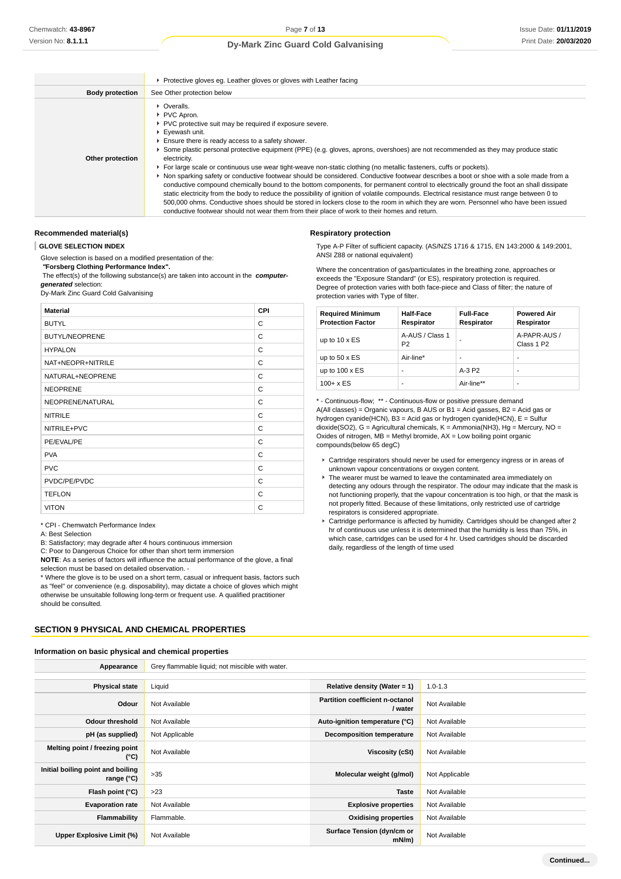| | |
|---|---|
| | ‣ Protective gloves eg. Leather gloves or gloves with Leather facing |
| **Body protection** | See Other protection below |
| **Other protection** | ‣ Overalls.<br>‣ PVC Apron.<br>‣ PVC protective suit may be required if exposure severe.<br>‣ Eyewash unit.<br>‣ Ensure there is ready access to a safety shower.<br>‣ Some plastic personal protective equipment (PPE) (e.g. gloves, aprons, overshoes) are not recommended as they may produce static electricity.<br>‣ For large scale or continuous use wear tight-weave non-static clothing (no metallic fasteners, cuffs or pockets).<br>‣ Non sparking safety or conductive footwear should be considered. Conductive footwear describes a boot or shoe with a sole made from a conductive compound chemically bound to the bottom components, for permanent control to electrically ground the foot an shall dissipate static electricity from the body to reduce the possibility of ignition of volatile compounds. Electrical resistance must range between 0 to 500,000 ohms. Conductive shoes should be stored in lockers close to the room in which they are worn. Personnel who have been issued conductive footwear should not wear them from their place of work to their homes and return. |

### Recommended material(s)

**GLOVE SELECTION INDEX**

Glove selection is based on a modified presentation of the:
***"Forsberg Clothing Performance Index".***
The effect(s) of the following substance(s) are taken into account in the ***computer-generated*** selection:
Dy-Mark Zinc Guard Cold Galvanising

| Material | CPI |
|---|---|
| BUTYL | C |
| BUTYL/NEOPRENE | C |
| HYPALON | C |
| NAT+NEOPR+NITRILE | C |
| NATURAL+NEOPRENE | C |
| NEOPRENE | C |
| NEOPRENE/NATURAL | C |
| NITRILE | C |
| NITRILE+PVC | C |
| PE/EVAL/PE | C |
| PVA | C |
| PVC | C |
| PVDC/PE/PVDC | C |
| TEFLON | C |
| VITON | C |

* CPI - Chemwatch Performance Index
A: Best Selection
B: Satisfactory; may degrade after 4 hours continuous immersion
C: Poor to Dangerous Choice for other than short term immersion
**NOTE**: As a series of factors will influence the actual performance of the glove, a final selection must be based on detailed observation. -
* Where the glove is to be used on a short term, casual or infrequent basis, factors such as "feel" or convenience (e.g. disposability), may dictate a choice of gloves which might otherwise be unsuitable following long-term or frequent use. A qualified practitioner should be consulted.

### Respiratory protection

Type A-P Filter of sufficient capacity. (AS/NZS 1716 & 1715, EN 143:2000 & 149:2001, ANSI Z88 or national equivalent)

Where the concentration of gas/particulates in the breathing zone, approaches or exceeds the "Exposure Standard" (or ES), respiratory protection is required.
Degree of protection varies with both face-piece and Class of filter; the nature of protection varies with Type of filter.

| Required Minimum Protection Factor | Half-Face Respirator | Full-Face Respirator | Powered Air Respirator |
|---|---|---|---|
| up to 10 x ES | A-AUS / Class 1 P2 | - | A-PAPR-AUS / Class 1 P2 |
| up to 50 x ES | Air-line* | - | - |
| up to 100 x ES | - | A-3 P2 | - |
| 100+ x ES | - | Air-line** | - |

* - Continuous-flow; ** - Continuous-flow or positive pressure demand
A(All classes) = Organic vapours, B AUS or B1 = Acid gasses, B2 = Acid gas or hydrogen cyanide(HCN), B3 = Acid gas or hydrogen cyanide(HCN), E = Sulfur dioxide(SO2), G = Agricultural chemicals, K = Ammonia(NH3), Hg = Mercury, NO = Oxides of nitrogen, MB = Methyl bromide, AX = Low boiling point organic compounds(below 65 degC)

- Cartridge respirators should never be used for emergency ingress or in areas of unknown vapour concentrations or oxygen content.
- The wearer must be warned to leave the contaminated area immediately on detecting any odours through the respirator. The odour may indicate that the mask is not functioning properly, that the vapour concentration is too high, or that the mask is not properly fitted. Because of these limitations, only restricted use of cartridge respirators is considered appropriate.
- Cartridge performance is affected by humidity. Cartridges should be changed after 2 hr of continuous use unless it is determined that the humidity is less than 75%, in which case, cartridges can be used for 4 hr. Used cartridges should be discarded daily, regardless of the length of time used

## SECTION 9 PHYSICAL AND CHEMICAL PROPERTIES

### Information on basic physical and chemical properties

| | | | |
|---|---|---|---|
| **Appearance** | Grey flammable liquid; not miscible with water. | | |
| **Physical state** | Liquid | **Relative density (Water = 1)** | 1.0-1.3 |
| **Odour** | Not Available | **Partition coefficient n-octanol / water** | Not Available |
| **Odour threshold** | Not Available | **Auto-ignition temperature (°C)** | Not Available |
| **pH (as supplied)** | Not Applicable | **Decomposition temperature** | Not Available |
| **Melting point / freezing point (°C)** | Not Available | **Viscosity (cSt)** | Not Available |
| **Initial boiling point and boiling range (°C)** | >35 | **Molecular weight (g/mol)** | Not Applicable |
| **Flash point (°C)** | >23 | **Taste** | Not Available |
| **Evaporation rate** | Not Available | **Explosive properties** | Not Available |
| **Flammability** | Flammable. | **Oxidising properties** | Not Available |
| **Upper Explosive Limit (%)** | Not Available | **Surface Tension (dyn/cm or mN/m)** | Not Available |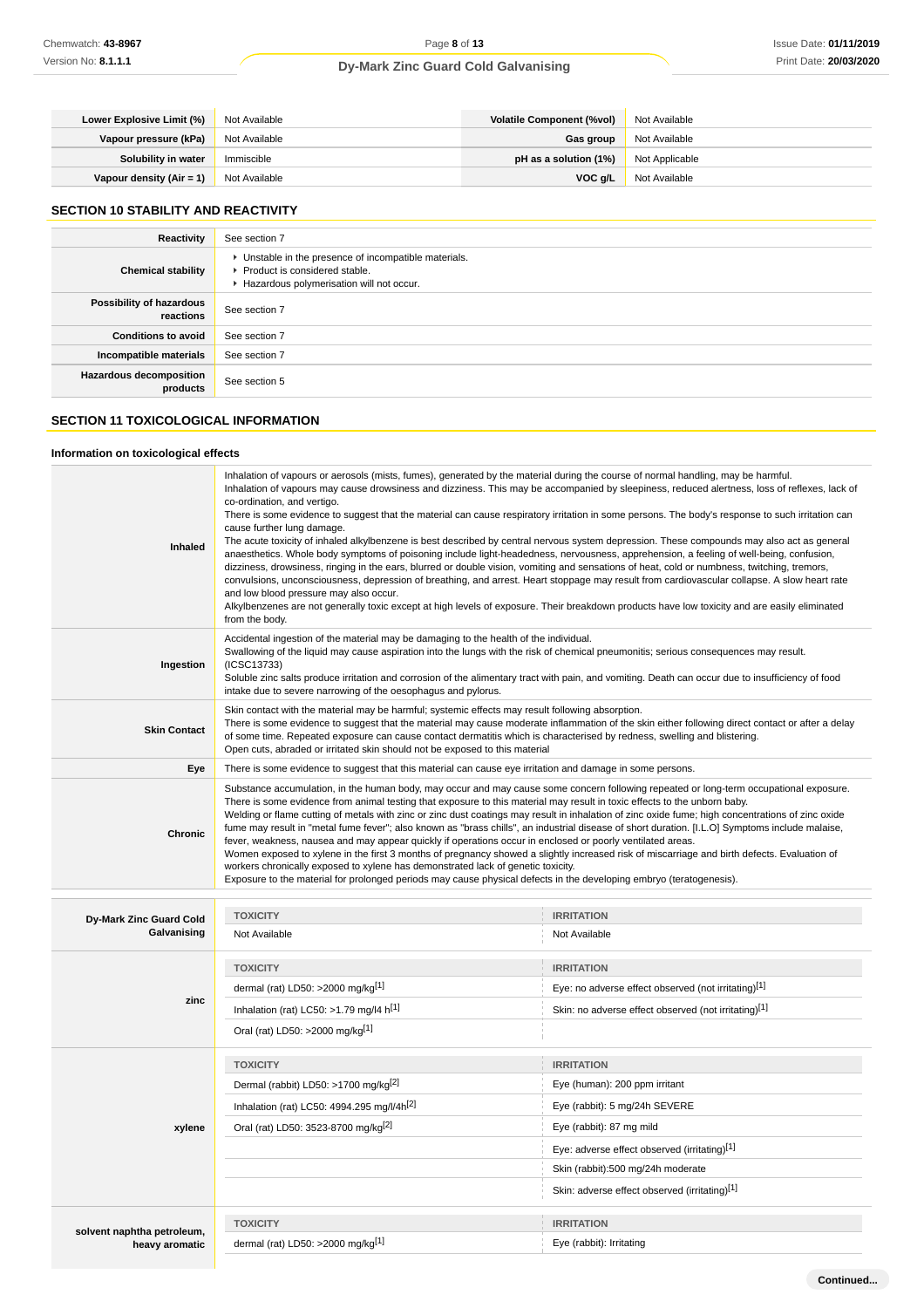| Lower Explosive Limit (%) | Not Available | Volatile Component (%vol) | Not Available |
|---|---|---|---|
| Vapour pressure (kPa) | Not Available | Gas group | Not Available |
| Solubility in water | Immiscible | pH as a solution (1%) | Not Applicable |
| Vapour density (Air = 1) | Not Available | VOC g/L | Not Available |

## SECTION 10 STABILITY AND REACTIVITY

| | |
|---|---|
| Reactivity | See section 7 |
| Chemical stability | ▸ Unstable in the presence of incompatible materials.<br>▸ Product is considered stable.<br>▸ Hazardous polymerisation will not occur. |
| Possibility of hazardous reactions | See section 7 |
| Conditions to avoid | See section 7 |
| Incompatible materials | See section 7 |
| Hazardous decomposition products | See section 5 |

## SECTION 11 TOXICOLOGICAL INFORMATION

### Information on toxicological effects

| | |
|---|---|
| Inhaled | Inhalation of vapours or aerosols (mists, fumes), generated by the material during the course of normal handling, may be harmful.<br>Inhalation of vapours may cause drowsiness and dizziness. This may be accompanied by sleepiness, reduced alertness, loss of reflexes, lack of co-ordination, and vertigo.<br>There is some evidence to suggest that the material can cause respiratory irritation in some persons. The body's response to such irritation can cause further lung damage.<br>The acute toxicity of inhaled alkylbenzene is best described by central nervous system depression. These compounds may also act as general anaesthetics. Whole body symptoms of poisoning include light-headedness, nervousness, apprehension, a feeling of well-being, confusion, dizziness, drowsiness, ringing in the ears, blurred or double vision, vomiting and sensations of heat, cold or numbness, twitching, tremors, convulsions, unconsciousness, depression of breathing, and arrest. Heart stoppage may result from cardiovascular collapse. A slow heart rate and low blood pressure may also occur.<br>Alkylbenzenes are not generally toxic except at high levels of exposure. Their breakdown products have low toxicity and are easily eliminated from the body. |
| Ingestion | Accidental ingestion of the material may be damaging to the health of the individual.<br>Swallowing of the liquid may cause aspiration into the lungs with the risk of chemical pneumonitis; serious consequences may result. (ICSC13733)<br>Soluble zinc salts produce irritation and corrosion of the alimentary tract with pain, and vomiting. Death can occur due to insufficiency of food intake due to severe narrowing of the oesophagus and pylorus. |
| Skin Contact | Skin contact with the material may be harmful; systemic effects may result following absorption.<br>There is some evidence to suggest that the material may cause moderate inflammation of the skin either following direct contact or after a delay of some time. Repeated exposure can cause contact dermatitis which is characterised by redness, swelling and blistering.<br>Open cuts, abraded or irritated skin should not be exposed to this material |
| Eye | There is some evidence to suggest that this material can cause eye irritation and damage in some persons. |
| Chronic | Substance accumulation, in the human body, may occur and may cause some concern following repeated or long-term occupational exposure.<br>There is some evidence from animal testing that exposure to this material may result in toxic effects to the unborn baby.<br>Welding or flame cutting of metals with zinc or zinc dust coatings may result in inhalation of zinc oxide fume; high concentrations of zinc oxide fume may result in "metal fume fever"; also known as "brass chills", an industrial disease of short duration. [I.L.O] Symptoms include malaise, fever, weakness, nausea and may appear quickly if operations occur in enclosed or poorly ventilated areas.<br>Women exposed to xylene in the first 3 months of pregnancy showed a slightly increased risk of miscarriage and birth defects. Evaluation of workers chronically exposed to xylene has demonstrated lack of genetic toxicity.<br>Exposure to the material for prolonged periods may cause physical defects in the developing embryo (teratogenesis). |

| | TOXICITY | IRRITATION |
|---|---|---|
| Dy-Mark Zinc Guard Cold Galvanising | Not Available | Not Available |
| zinc | dermal (rat) LD50: >2000 mg/kg[1] | Eye: no adverse effect observed (not irritating)[1] |
| | Inhalation (rat) LC50: >1.79 mg/l4 h[1] | Skin: no adverse effect observed (not irritating)[1] |
| | Oral (rat) LD50: >2000 mg/kg[1] | |
| xylene | Dermal (rabbit) LD50: >1700 mg/kg[2] | Eye (human): 200 ppm irritant |
| | Inhalation (rat) LC50: 4994.295 mg/l/4h[2] | Eye (rabbit): 5 mg/24h SEVERE |
| | Oral (rat) LD50: 3523-8700 mg/kg[2] | Eye (rabbit): 87 mg mild |
| | | Eye: adverse effect observed (irritating)[1] |
| | | Skin (rabbit):500 mg/24h moderate |
| | | Skin: adverse effect observed (irritating)[1] |
| solvent naphtha petroleum, heavy aromatic | dermal (rat) LD50: >2000 mg/kg[1] | Eye (rabbit): Irritating |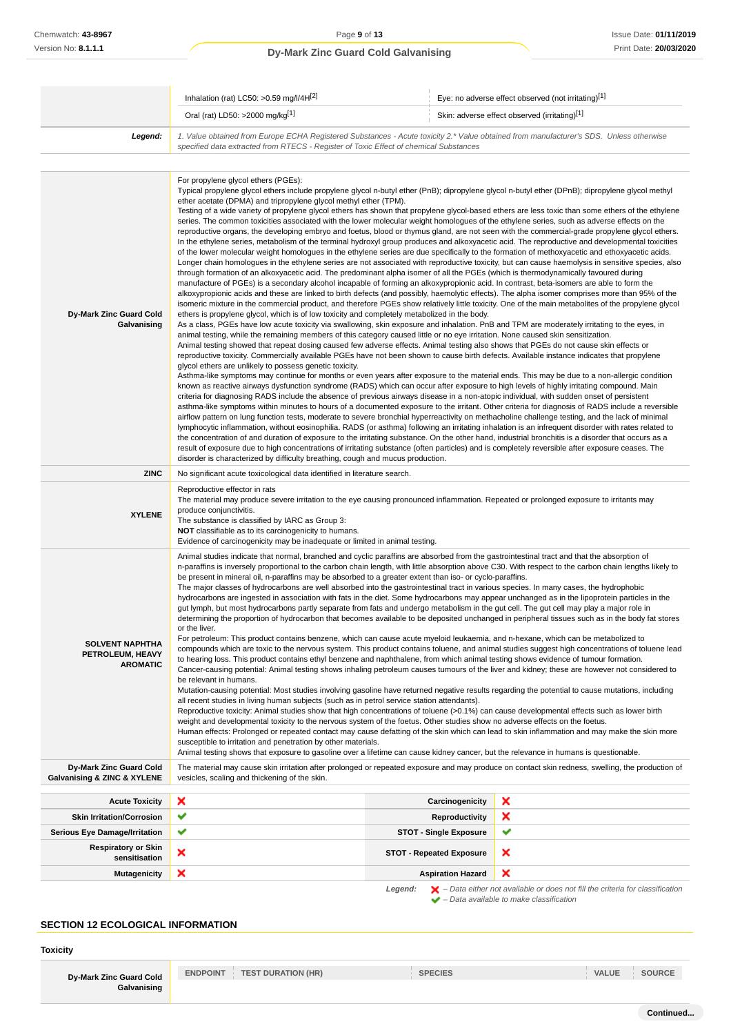| | | |
|---|---|---|
| | Inhalation (rat) LC50: >0.59 mg/l/4H[2] | Eye: no adverse effect observed (not irritating)[1] |
| | Oral (rat) LD50: >2000 mg/kg[1] | Skin: adverse effect observed (irritating)[1] |
| **Legend:** | *1. Value obtained from Europe ECHA Registered Substances - Acute toxicity 2.* Value obtained from manufacturer's SDS. Unless otherwise specified data extracted from RTECS - Register of Toxic Effect of chemical Substances* | |

| | |
|---|---|
| **Dy-Mark Zinc Guard Cold Galvanising** | For propylene glycol ethers (PGEs):<br>Typical propylene glycol ethers include propylene glycol n-butyl ether (PnB); dipropylene glycol n-butyl ether (DPnB); dipropylene glycol methyl ether acetate (DPMA) and tripropylene glycol methyl ether (TPM).<br>Testing of a wide variety of propylene glycol ethers has shown that propylene glycol-based ethers are less toxic than some ethers of the ethylene series. The common toxicities associated with the lower molecular weight homologues of the ethylene series, such as adverse effects on the reproductive organs, the developing embryo and foetus, blood or thymus gland, are not seen with the commercial-grade propylene glycol ethers. In the ethylene series, metabolism of the terminal hydroxyl group produces and alkoxyacetic acid. The reproductive and developmental toxicities of the lower molecular weight homologues in the ethylene series are due specifically to the formation of methoxyacetic and ethoxyacetic acids.<br>Longer chain homologues in the ethylene series are not associated with reproductive toxicity, but can cause haemolysis in sensitive species, also through formation of an alkoxyacetic acid. The predominant alpha isomer of all the PGEs (which is thermodynamically favoured during manufacture of PGEs) is a secondary alcohol incapable of forming an alkoxypropionic acid. In contrast, beta-isomers are able to form the alkoxypropionic acids and these are linked to birth defects (and possibly, haemolytic effects). The alpha isomer comprises more than 95% of the isomeric mixture in the commercial product, and therefore PGEs show relatively little toxicity. One of the main metabolites of the propylene glycol ethers is propylene glycol, which is of low toxicity and completely metabolized in the body.<br>As a class, PGEs have low acute toxicity via swallowing, skin exposure and inhalation. PnB and TPM are moderately irritating to the eyes, in animal testing, while the remaining members of this category caused little or no eye irritation. None caused skin sensitization.<br>Animal testing showed that repeat dosing caused few adverse effects. Animal testing also shows that PGEs do not cause skin effects or reproductive toxicity. Commercially available PGEs have not been shown to cause birth defects. Available instance indicates that propylene glycol ethers are unlikely to possess genetic toxicity.<br>Asthma-like symptoms may continue for months or even years after exposure to the material ends. This may be due to a non-allergic condition known as reactive airways dysfunction syndrome (RADS) which can occur after exposure to high levels of highly irritating compound. Main criteria for diagnosing RADS include the absence of previous airways disease in a non-atopic individual, with sudden onset of persistent asthma-like symptoms within minutes to hours of a documented exposure to the irritant. Other criteria for diagnosis of RADS include a reversible airflow pattern on lung function tests, moderate to severe bronchial hyperreactivity on methacholine challenge testing, and the lack of minimal lymphocytic inflammation, without eosinophilia. RADS (or asthma) following an irritating inhalation is an infrequent disorder with rates related to the concentration of and duration of exposure to the irritating substance. On the other hand, industrial bronchitis is a disorder that occurs as a result of exposure due to high concentrations of irritating substance (often particles) and is completely reversible after exposure ceases. The disorder is characterized by difficulty breathing, cough and mucus production. |
| **ZINC** | No significant acute toxicological data identified in literature search. |
| **XYLENE** | Reproductive effector in rats<br>The material may produce severe irritation to the eye causing pronounced inflammation. Repeated or prolonged exposure to irritants may produce conjunctivitis.<br>The substance is classified by IARC as Group 3:<br>**NOT** classifiable as to its carcinogenicity to humans.<br>Evidence of carcinogenicity may be inadequate or limited in animal testing. |
| **SOLVENT NAPHTHA PETROLEUM, HEAVY AROMATIC** | Animal studies indicate that normal, branched and cyclic paraffins are absorbed from the gastrointestinal tract and that the absorption of n-paraffins is inversely proportional to the carbon chain length, with little absorption above C30. With respect to the carbon chain lengths likely to be present in mineral oil, n-paraffins may be absorbed to a greater extent than iso- or cyclo-paraffins.<br>The major classes of hydrocarbons are well absorbed into the gastrointestinal tract in various species. In many cases, the hydrophobic hydrocarbons are ingested in association with fats in the diet. Some hydrocarbons may appear unchanged as in the lipoprotein particles in the gut lymph, but most hydrocarbons partly separate from fats and undergo metabolism in the gut cell. The gut cell may play a major role in determining the proportion of hydrocarbon that becomes available to be deposited unchanged in peripheral tissues such as in the body fat stores or the liver.<br>For petroleum: This product contains benzene, which can cause acute myeloid leukaemia, and n-hexane, which can be metabolized to compounds which are toxic to the nervous system. This product contains toluene, and animal studies suggest high concentrations of toluene lead to hearing loss. This product contains ethyl benzene and naphthalene, from which animal testing shows evidence of tumour formation.<br>Cancer-causing potential: Animal testing shows inhaling petroleum causes tumours of the liver and kidney; these are however not considered to be relevant in humans.<br>Mutation-causing potential: Most studies involving gasoline have returned negative results regarding the potential to cause mutations, including all recent studies in living human subjects (such as in petrol service station attendants).<br>Reproductive toxicity: Animal studies show that high concentrations of toluene (>0.1%) can cause developmental effects such as lower birth weight and developmental toxicity to the nervous system of the foetus. Other studies show no adverse effects on the foetus.<br>Human effects: Prolonged or repeated contact may cause defatting of the skin which can lead to skin inflammation and may make the skin more susceptible to irritation and penetration by other materials.<br>Animal testing shows that exposure to gasoline over a lifetime can cause kidney cancer, but the relevance in humans is questionable. |
| **Dy-Mark Zinc Guard Cold Galvanising & ZINC & XYLENE** | The material may cause skin irritation after prolonged or repeated exposure and may produce on contact skin redness, swelling, the production of vesicles, scaling and thickening of the skin. |

| | | | |
|---|---|---|---|
| **Acute Toxicity** | ✘ | **Carcinogenicity** | ✘ |
| **Skin Irritation/Corrosion** | ✔ | **Reproductivity** | ✘ |
| **Serious Eye Damage/Irritation** | ✔ | **STOT - Single Exposure** | ✔ |
| **Respiratory or Skin sensitisation** | ✘ | **STOT - Repeated Exposure** | ✘ |
| **Mutagenicity** | ✘ | **Aspiration Hazard** | ✘ |

**Legend:** *✘ – Data either not available or does not fill the criteria for classification*
*✔ – Data available to make classification*

## SECTION 12 ECOLOGICAL INFORMATION

### Toxicity

| | ENDPOINT | TEST DURATION (HR) | SPECIES | VALUE | SOURCE |
|---|---|---|---|---|---|
| **Dy-Mark Zinc Guard Cold Galvanising** | | | | | |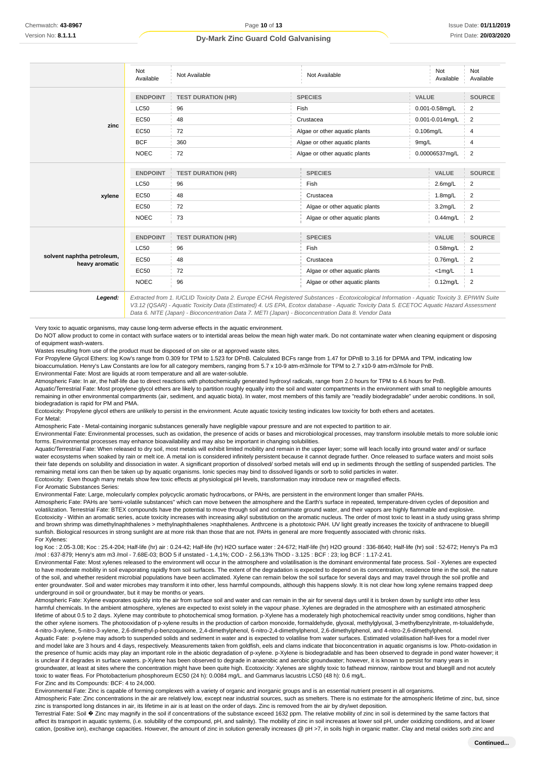| | | | | | |
|---|---|---|---|---|---|
| | Not Available | Not Available | Not Available | Not Available | Not Available |
| **zinc** | **ENDPOINT** | **TEST DURATION (HR)** | **SPECIES** | **VALUE** | **SOURCE** |
| | LC50 | 96 | Fish | 0.001-0.58mg/L | 2 |
| | EC50 | 48 | Crustacea | 0.001-0.014mg/L | 2 |
| | EC50 | 72 | Algae or other aquatic plants | 0.106mg/L | 4 |
| | BCF | 360 | Algae or other aquatic plants | 9mg/L | 4 |
| | NOEC | 72 | Algae or other aquatic plants | 0.00006537mg/L | 2 |
| **xylene** | **ENDPOINT** | **TEST DURATION (HR)** | **SPECIES** | **VALUE** | **SOURCE** |
| | LC50 | 96 | Fish | 2.6mg/L | 2 |
| | EC50 | 48 | Crustacea | 1.8mg/L | 2 |
| | EC50 | 72 | Algae or other aquatic plants | 3.2mg/L | 2 |
| | NOEC | 73 | Algae or other aquatic plants | 0.44mg/L | 2 |
| **solvent naphtha petroleum, heavy aromatic** | **ENDPOINT** | **TEST DURATION (HR)** | **SPECIES** | **VALUE** | **SOURCE** |
| | LC50 | 96 | Fish | 0.58mg/L | 2 |
| | EC50 | 48 | Crustacea | 0.76mg/L | 2 |
| | EC50 | 72 | Algae or other aquatic plants | <1mg/L | 1 |
| | NOEC | 96 | Algae or other aquatic plants | 0.12mg/L | 2 |
| ***Legend:*** | *Extracted from 1. IUCLID Toxicity Data 2. Europe ECHA Registered Substances - Ecotoxicological Information - Aquatic Toxicity 3. EPIWIN Suite V3.12 (QSAR) - Aquatic Toxicity Data (Estimated) 4. US EPA, Ecotox database - Aquatic Toxicity Data 5. ECETOC Aquatic Hazard Assessment Data 6. NITE (Japan) - Bioconcentration Data 7. METI (Japan) - Bioconcentration Data 8. Vendor Data* | | | | |

Very toxic to aquatic organisms, may cause long-term adverse effects in the aquatic environment.

Do NOT allow product to come in contact with surface waters or to intertidal areas below the mean high water mark. Do not contaminate water when cleaning equipment or disposing of equipment wash-waters.

Wastes resulting from use of the product must be disposed of on site or at approved waste sites.

For Propylene Glycol Ethers: log Kow's range from 0.309 for TPM to 1.523 for DPnB. Calculated BCFs range from 1.47 for DPnB to 3.16 for DPMA and TPM, indicating low bioaccumulation. Henry's Law Constants are low for all category members, ranging from 5.7 x 10-9 atm-m3/mole for TPM to 2.7 x10-9 atm-m3/mole for PnB.

Environmental Fate: Most are liquids at room temperature and all are water-soluble.

Atmospheric Fate: In air, the half-life due to direct reactions with photochemically generated hydroxyl radicals, range from 2.0 hours for TPM to 4.6 hours for PnB.

Aquatic/Terrestrial Fate: Most propylene glycol ethers are likely to partition roughly equally into the soil and water compartments in the environment with small to negligible amounts remaining in other environmental compartments (air, sediment, and aquatic biota). In water, most members of this family are "readily biodegradable" under aerobic conditions. In soil, biodegradation is rapid for PM and PMA.

Ecotoxicity: Propylene glycol ethers are unlikely to persist in the environment. Acute aquatic toxicity testing indicates low toxicity for both ethers and acetates.

For Metal:

Atmospheric Fate - Metal-containing inorganic substances generally have negligible vapour pressure and are not expected to partition to air.

Environmental Fate: Environmental processes, such as oxidation, the presence of acids or bases and microbiological processes, may transform insoluble metals to more soluble ionic forms. Environmental processes may enhance bioavailability and may also be important in changing solubilities.

Aquatic/Terrestrial Fate: When released to dry soil, most metals will exhibit limited mobility and remain in the upper layer; some will leach locally into ground water and/ or surface water ecosystems when soaked by rain or melt ice. A metal ion is considered infinitely persistent because it cannot degrade further. Once released to surface waters and moist soils their fate depends on solubility and dissociation in water. A significant proportion of dissolved/ sorbed metals will end up in sediments through the settling of suspended particles. The remaining metal ions can then be taken up by aquatic organisms. Ionic species may bind to dissolved ligands or sorb to solid particles in water.

Ecotoxicity: Even though many metals show few toxic effects at physiological pH levels, transformation may introduce new or magnified effects.

For Aromatic Substances Series:

Environmental Fate: Large, molecularly complex polycyclic aromatic hydrocarbons, or PAHs, are persistent in the environment longer than smaller PAHs.

Atmospheric Fate: PAHs are 'semi-volatile substances" which can move between the atmosphere and the Earth's surface in repeated, temperature-driven cycles of deposition and volatilization. Terrestrial Fate: BTEX compounds have the potential to move through soil and contaminate ground water, and their vapors are highly flammable and explosive.

Ecotoxicity - Within an aromatic series, acute toxicity increases with increasing alkyl substitution on the aromatic nucleus. The order of most toxic to least in a study using grass shrimp and brown shrimp was dimethylnaphthalenes > methylnaphthalenes >naphthalenes. Anthrcene is a phototoxic PAH. UV light greatly increases the toxicity of anthracene to bluegill sunfish. Biological resources in strong sunlight are at more risk than those that are not. PAHs in general are more frequently associated with chronic risks.

For Xylenes:

log Koc : 2.05-3.08; Koc : 25.4-204; Half-life (hr) air : 0.24-42; Half-life (hr) H2O surface water : 24-672; Half-life (hr) H2O ground : 336-8640; Half-life (hr) soil : 52-672; Henry's Pa m3 /mol : 637-879; Henry's atm m3 /mol - 7.68E-03; BOD 5 if unstated - 1.4,1%; COD - 2.56,13% ThOD - 3.125 : BCF : 23; log BCF : 1.17-2.41.

Environmental Fate: Most xylenes released to the environment will occur in the atmosphere and volatilisation is the dominant environmental fate process. Soil - Xylenes are expected to have moderate mobility in soil evaporating rapidly from soil surfaces. The extent of the degradation is expected to depend on its concentration, residence time in the soil, the nature of the soil, and whether resident microbial populations have been acclimated. Xylene can remain below the soil surface for several days and may travel through the soil profile and enter groundwater. Soil and water microbes may transform it into other, less harmful compounds, although this happens slowly. It is not clear how long xylene remains trapped deep underground in soil or groundwater, but it may be months or years.

Atmospheric Fate: Xylene evaporates quickly into the air from surface soil and water and can remain in the air for several days until it is broken down by sunlight into other less harmful chemicals. In the ambient atmosphere, xylenes are expected to exist solely in the vapour phase. Xylenes are degraded in the atmosphere with an estimated atmospheric lifetime of about 0.5 to 2 days. Xylene may contribute to photochemical smog formation. p-Xylene has a moderately high photochemical reactivity under smog conditions, higher than the other xylene isomers. The photooxidation of p-xylene results in the production of carbon monoxide, formaldehyde, glyoxal, methylglyoxal, 3-methylbenzylnitrate, m-tolualdehyde, 4-nitro-3-xylene, 5-nitro-3-xylene, 2,6-dimethyl-p-benzoquinone, 2,4-dimethylphenol, 6-nitro-2,4-dimethylphenol, 2,6-dimethylphenol, and 4-nitro-2,6-dimethylphenol.

Aquatic Fate: p-xylene may adsorb to suspended solids and sediment in water and is expected to volatilise from water surfaces. Estimated volatilisation half-lives for a model river and model lake are 3 hours and 4 days, respectively. Measurements taken from goldfish, eels and clams indicate that bioconcentration in aquatic organisms is low. Photo-oxidation in the presence of humic acids may play an important role in the abiotic degradation of p-xylene. p-Xylene is biodegradable and has been observed to degrade in pond water however; it is unclear if it degrades in surface waters. p-Xylene has been observed to degrade in anaerobic and aerobic groundwater; however, it is known to persist for many years in groundwater, at least at sites where the concentration might have been quite high. Ecotoxicity: Xylenes are slightly toxic to fathead minnow, rainbow trout and bluegill and not acutely toxic to water fleas. For Photobacterium phosphoreum EC50 (24 h): 0.0084 mg/L. And Gammarus lacustris LC50 (48 h): 0.6 mg/L.

For Zinc and its Compounds: BCF: 4 to 24,000.

Environmental Fate: Zinc is capable of forming complexes with a variety of organic and inorganic groups and is an essential nutrient present in all organisms.

Atmospheric Fate: Zinc concentrations in the air are relatively low, except near industrial sources, such as smelters. There is no estimate for the atmospheric lifetime of zinc, but, since zinc is transported long distances in air, its lifetime in air is at least on the order of days. Zinc is removed from the air by dry/wet deposition.

Terrestrial Fate: Soil � Zinc may magnify in the soil if concentrations of the substance exceed 1632 ppm. The relative mobility of zinc in soil is determined by the same factors that affect its transport in aquatic systems, (i.e. solubility of the compound, pH, and salinity). The mobility of zinc in soil increases at lower soil pH, under oxidizing conditions, and at lower cation, (positive ion), exchange capacities. However, the amount of zinc in solution generally increases @ pH >7, in soils high in organic matter. Clay and metal oxides sorb zinc and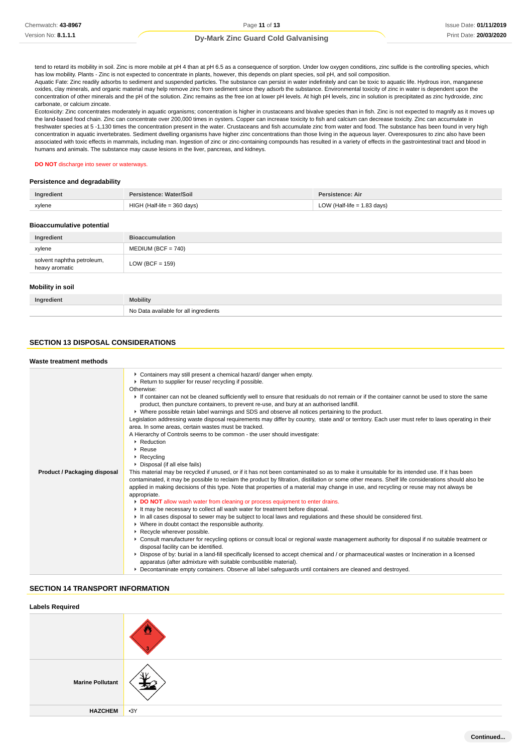tend to retard its mobility in soil. Zinc is more mobile at pH 4 than at pH 6.5 as a consequence of sorption. Under low oxygen conditions, zinc sulfide is the controlling species, which has low mobility. Plants - Zinc is not expected to concentrate in plants, however, this depends on plant species, soil pH, and soil composition.
Aquatic Fate: Zinc readily adsorbs to sediment and suspended particles. The substance can persist in water indefinitely and can be toxic to aquatic life. Hydrous iron, manganese oxides, clay minerals, and organic material may help remove zinc from sediment since they adsorb the substance. Environmental toxicity of zinc in water is dependent upon the concentration of other minerals and the pH of the solution. Zinc remains as the free ion at lower pH levels. At high pH levels, zinc in solution is precipitated as zinc hydroxide, zinc carbonate, or calcium zincate.
Ecotoxicity: Zinc concentrates moderately in aquatic organisms; concentration is higher in crustaceans and bivalve species than in fish. Zinc is not expected to magnify as it moves up the land-based food chain. Zinc can concentrate over 200,000 times in oysters. Copper can increase toxicity to fish and calcium can decrease toxicity. Zinc can accumulate in freshwater species at 5 -1,130 times the concentration present in the water. Crustaceans and fish accumulate zinc from water and food. The substance has been found in very high concentration in aquatic invertebrates. Sediment dwelling organisms have higher zinc concentrations than those living in the aqueous layer. Overexposures to zinc also have been associated with toxic effects in mammals, including man. Ingestion of zinc or zinc-containing compounds has resulted in a variety of effects in the gastrointestinal tract and blood in humans and animals. The substance may cause lesions in the liver, pancreas, and kidneys.

**DO NOT** discharge into sewer or waterways.

### Persistence and degradability

| Ingredient | Persistence: Water/Soil | Persistence: Air |
|---|---|---|
| xylene | HIGH (Half-life = 360 days) | LOW (Half-life = 1.83 days) |

### Bioaccumulative potential

| Ingredient | Bioaccumulation |
|---|---|
| xylene | MEDIUM (BCF = 740) |
| solvent naphtha petroleum, heavy aromatic | LOW (BCF = 159) |

### Mobility in soil

| Ingredient | Mobility |
|---|---|
| | No Data available for all ingredients |

## SECTION 13 DISPOSAL CONSIDERATIONS

### Waste treatment methods

| | |
|---|---|
| **Product / Packaging disposal** | ▸ Containers may still present a chemical hazard/ danger when empty.<br>▸ Return to supplier for reuse/ recycling if possible.<br>Otherwise:<br>▸ If container can not be cleaned sufficiently well to ensure that residuals do not remain or if the container cannot be used to store the same product, then puncture containers, to prevent re-use, and bury at an authorised landfill.<br>▸ Where possible retain label warnings and SDS and observe all notices pertaining to the product.<br>Legislation addressing waste disposal requirements may differ by country, state and/ or territory. Each user must refer to laws operating in their area. In some areas, certain wastes must be tracked.<br>A Hierarchy of Controls seems to be common - the user should investigate:<br>▸ Reduction<br>▸ Reuse<br>▸ Recycling<br>▸ Disposal (if all else fails)<br>This material may be recycled if unused, or if it has not been contaminated so as to make it unsuitable for its intended use. If it has been contaminated, it may be possible to reclaim the product by filtration, distillation or some other means. Shelf life considerations should also be applied in making decisions of this type. Note that properties of a material may change in use, and recycling or reuse may not always be appropriate.<br>▸ **DO NOT** allow wash water from cleaning or process equipment to enter drains.<br>▸ It may be necessary to collect all wash water for treatment before disposal.<br>▸ In all cases disposal to sewer may be subject to local laws and regulations and these should be considered first.<br>▸ Where in doubt contact the responsible authority.<br>▸ Recycle wherever possible.<br>▸ Consult manufacturer for recycling options or consult local or regional waste management authority for disposal if no suitable treatment or disposal facility can be identified.<br>▸ Dispose of by: burial in a land-fill specifically licensed to accept chemical and / or pharmaceutical wastes or Incineration in a licensed apparatus (after admixture with suitable combustible material).<br>▸ Decontaminate empty containers. Observe all label safeguards until containers are cleaned and destroyed. |

## SECTION 14 TRANSPORT INFORMATION

### Labels Required

| | |
|---|---|
| | |
| **Marine Pollutant** | |
| **HAZCHEM** | •3Y |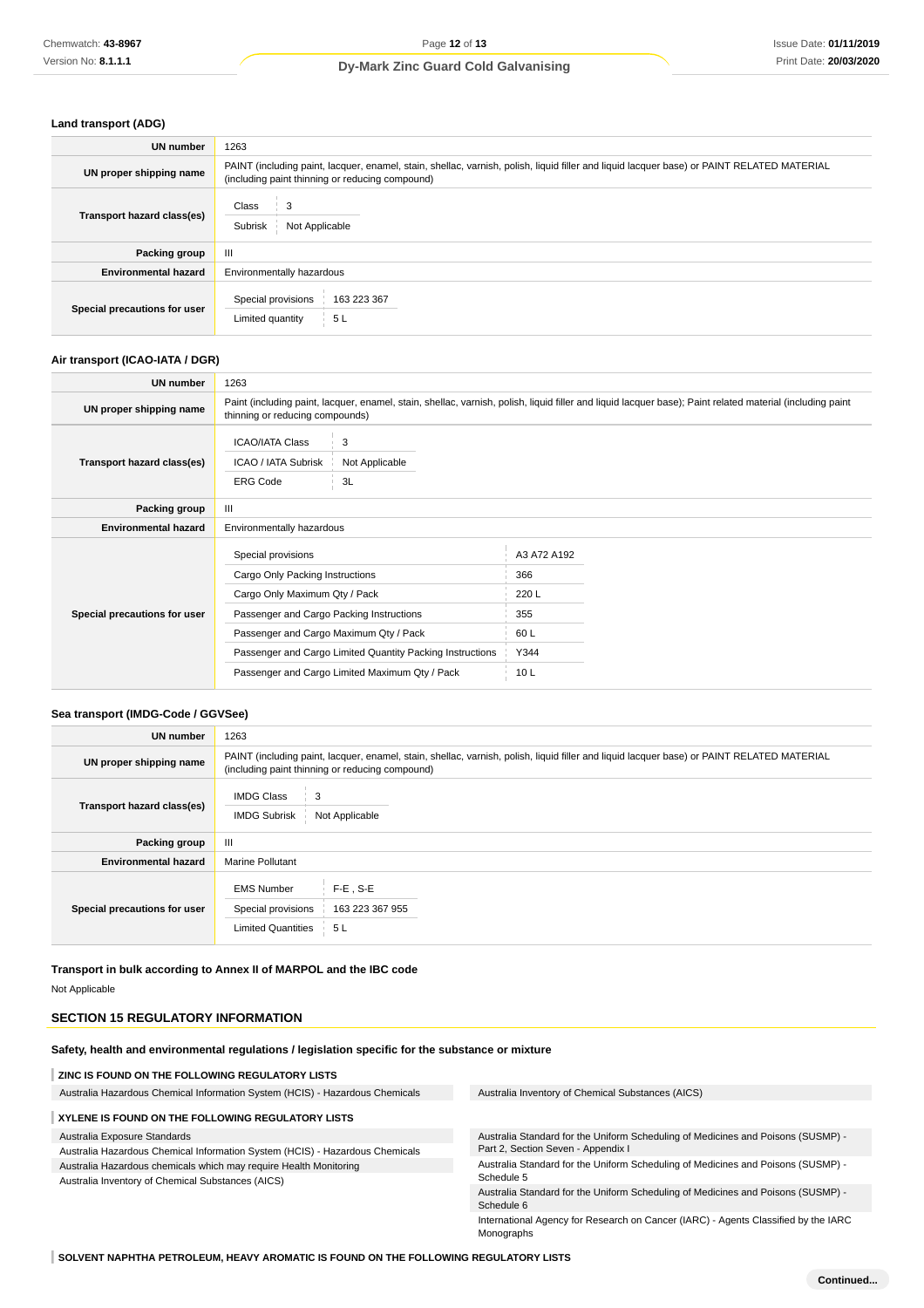### Land transport (ADG)

| | |
|---|---|
| **UN number** | 1263 |
| **UN proper shipping name** | PAINT (including paint, lacquer, enamel, stain, shellac, varnish, polish, liquid filler and liquid lacquer base) or PAINT RELATED MATERIAL (including paint thinning or reducing compound) |
| **Transport hazard class(es)** | Class: 3<br>Subrisk: Not Applicable |
| **Packing group** | III |
| **Environmental hazard** | Environmentally hazardous |
| **Special precautions for user** | Special provisions: 163 223 367<br>Limited quantity: 5 L |

### Air transport (ICAO-IATA / DGR)

| | |
|---|---|
| **UN number** | 1263 |
| **UN proper shipping name** | Paint (including paint, lacquer, enamel, stain, shellac, varnish, polish, liquid filler and liquid lacquer base); Paint related material (including paint thinning or reducing compounds) |
| **Transport hazard class(es)** | ICAO/IATA Class: 3<br>ICAO / IATA Subrisk: Not Applicable<br>ERG Code: 3L |
| **Packing group** | III |
| **Environmental hazard** | Environmentally hazardous |
| **Special precautions for user** | Special provisions: A3 A72 A192<br>Cargo Only Packing Instructions: 366<br>Cargo Only Maximum Qty / Pack: 220 L<br>Passenger and Cargo Packing Instructions: 355<br>Passenger and Cargo Maximum Qty / Pack: 60 L<br>Passenger and Cargo Limited Quantity Packing Instructions: Y344<br>Passenger and Cargo Limited Maximum Qty / Pack: 10 L |

### Sea transport (IMDG-Code / GGVSee)

| | |
|---|---|
| **UN number** | 1263 |
| **UN proper shipping name** | PAINT (including paint, lacquer, enamel, stain, shellac, varnish, polish, liquid filler and liquid lacquer base) or PAINT RELATED MATERIAL (including paint thinning or reducing compound) |
| **Transport hazard class(es)** | IMDG Class: 3<br>IMDG Subrisk: Not Applicable |
| **Packing group** | III |
| **Environmental hazard** | Marine Pollutant |
| **Special precautions for user** | EMS Number: F-E , S-E<br>Special provisions: 163 223 367 955<br>Limited Quantities: 5 L |

### Transport in bulk according to Annex II of MARPOL and the IBC code

Not Applicable

## SECTION 15 REGULATORY INFORMATION

### Safety, health and environmental regulations / legislation specific for the substance or mixture

**ZINC IS FOUND ON THE FOLLOWING REGULATORY LISTS**

- Australia Hazardous Chemical Information System (HCIS) - Hazardous Chemicals
- Australia Inventory of Chemical Substances (AICS)

**XYLENE IS FOUND ON THE FOLLOWING REGULATORY LISTS**

- Australia Exposure Standards
- Australia Hazardous Chemical Information System (HCIS) - Hazardous Chemicals
- Australia Hazardous chemicals which may require Health Monitoring
- Australia Inventory of Chemical Substances (AICS)
- Australia Standard for the Uniform Scheduling of Medicines and Poisons (SUSMP) - Part 2, Section Seven - Appendix I
- Australia Standard for the Uniform Scheduling of Medicines and Poisons (SUSMP) - Schedule 5
- Australia Standard for the Uniform Scheduling of Medicines and Poisons (SUSMP) - Schedule 6
- International Agency for Research on Cancer (IARC) - Agents Classified by the IARC Monographs

**SOLVENT NAPHTHA PETROLEUM, HEAVY AROMATIC IS FOUND ON THE FOLLOWING REGULATORY LISTS**

Continued...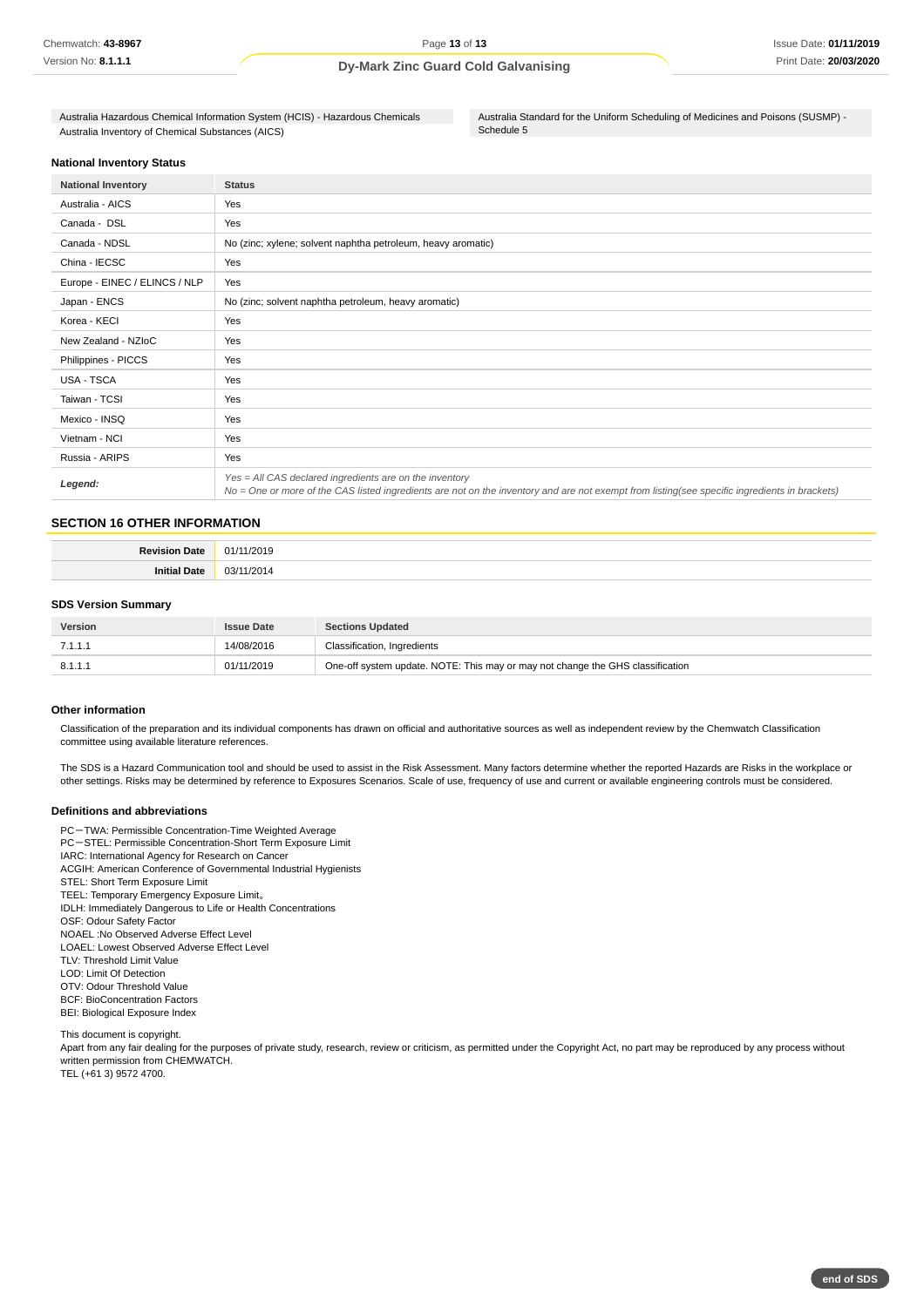| | |
|---|---|
| Australia Hazardous Chemical Information System (HCIS) - Hazardous Chemicals | Australia Standard for the Uniform Scheduling of Medicines and Poisons (SUSMP) - Schedule 5 |
| Australia Inventory of Chemical Substances (AICS) | |

### National Inventory Status

| National Inventory | Status |
|---|---|
| Australia - AICS | Yes |
| Canada - DSL | Yes |
| Canada - NDSL | No (zinc; xylene; solvent naphtha petroleum, heavy aromatic) |
| China - IECSC | Yes |
| Europe - EINEC / ELINCS / NLP | Yes |
| Japan - ENCS | No (zinc; solvent naphtha petroleum, heavy aromatic) |
| Korea - KECI | Yes |
| New Zealand - NZIoC | Yes |
| Philippines - PICCS | Yes |
| USA - TSCA | Yes |
| Taiwan - TCSI | Yes |
| Mexico - INSQ | Yes |
| Vietnam - NCI | Yes |
| Russia - ARIPS | Yes |
| ***Legend:*** | *Yes = All CAS declared ingredients are on the inventory*<br>*No = One or more of the CAS listed ingredients are not on the inventory and are not exempt from listing(see specific ingredients in brackets)* |

## SECTION 16 OTHER INFORMATION

| | |
|---|---|
| **Revision Date** | 01/11/2019 |
| **Initial Date** | 03/11/2014 |

### SDS Version Summary

| Version | Issue Date | Sections Updated |
|---|---|---|
| 7.1.1.1 | 14/08/2016 | Classification, Ingredients |
| 8.1.1.1 | 01/11/2019 | One-off system update. NOTE: This may or may not change the GHS classification |

### Other information

Classification of the preparation and its individual components has drawn on official and authoritative sources as well as independent review by the Chemwatch Classification committee using available literature references.

The SDS is a Hazard Communication tool and should be used to assist in the Risk Assessment. Many factors determine whether the reported Hazards are Risks in the workplace or other settings. Risks may be determined by reference to Exposures Scenarios. Scale of use, frequency of use and current or available engineering controls must be considered.

### Definitions and abbreviations

PC－TWA: Permissible Concentration-Time Weighted Average
PC－STEL: Permissible Concentration-Short Term Exposure Limit
IARC: International Agency for Research on Cancer
ACGIH: American Conference of Governmental Industrial Hygienists
STEL: Short Term Exposure Limit
TEEL: Temporary Emergency Exposure Limit。
IDLH: Immediately Dangerous to Life or Health Concentrations
OSF: Odour Safety Factor
NOAEL :No Observed Adverse Effect Level
LOAEL: Lowest Observed Adverse Effect Level
TLV: Threshold Limit Value
LOD: Limit Of Detection
OTV: Odour Threshold Value
BCF: BioConcentration Factors
BEI: Biological Exposure Index

This document is copyright.
Apart from any fair dealing for the purposes of private study, research, review or criticism, as permitted under the Copyright Act, no part may be reproduced by any process without written permission from CHEMWATCH.
TEL (+61 3) 9572 4700.

**end of SDS**